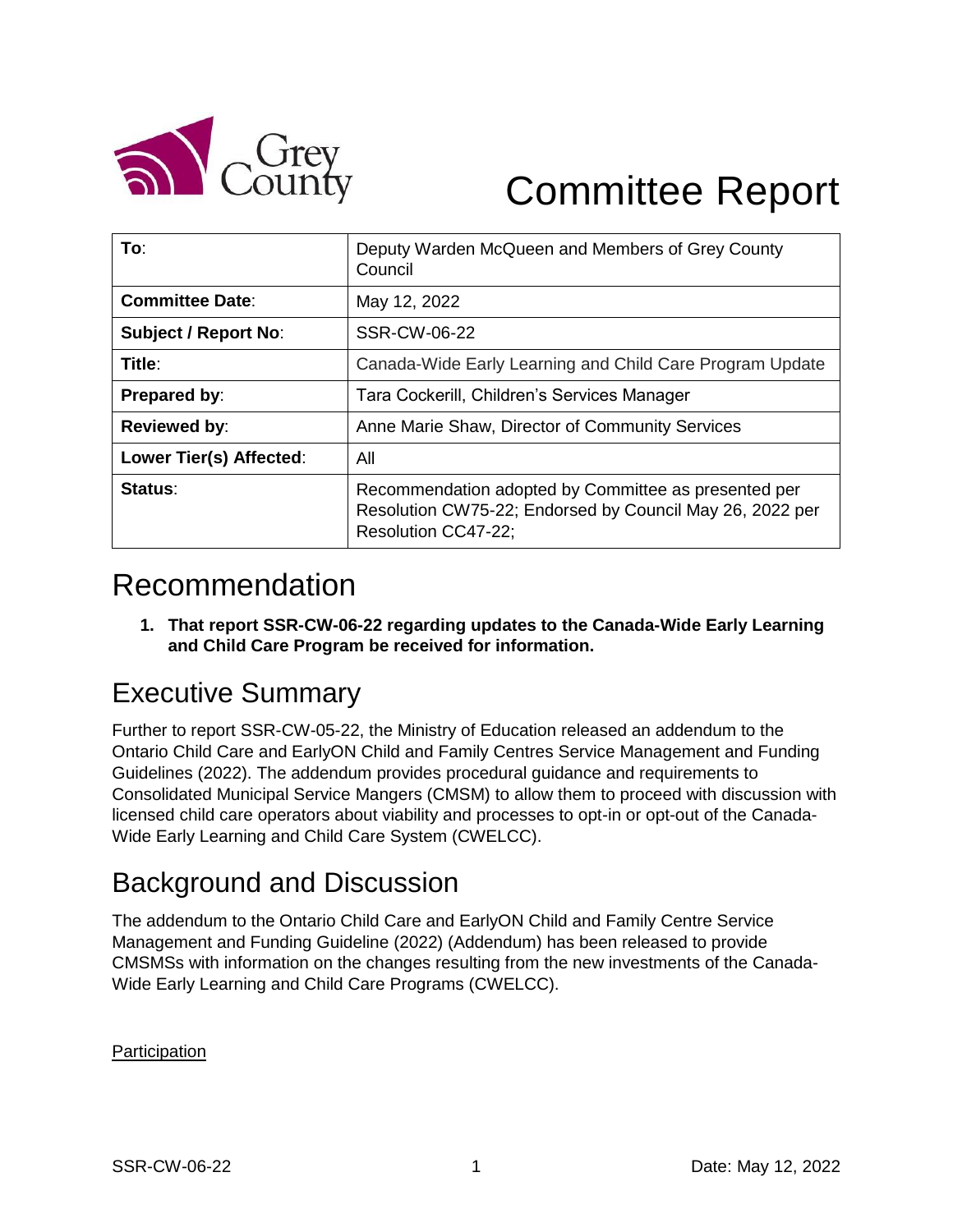# Committee Report

| To: | Deputy Warden McQueen and Members of Grey County Council |
|---|---|
| Committee Date: | May 12, 2022 |
| Subject / Report No: | SSR-CW-06-22 |
| Title: | Canada-Wide Early Learning and Child Care Program Update |
| Prepared by: | Tara Cockerill, Children's Services Manager |
| Reviewed by: | Anne Marie Shaw, Director of Community Services |
| Lower Tier(s) Affected: | All |
| Status: | Recommendation adopted by Committee as presented per Resolution CW75-22; Endorsed by Council May 26, 2022 per Resolution CC47-22; |

## Recommendation

1. **That report SSR-CW-06-22 regarding updates to the Canada-Wide Early Learning and Child Care Program be received for information.**

## Executive Summary

Further to report SSR-CW-05-22, the Ministry of Education released an addendum to the Ontario Child Care and EarlyON Child and Family Centres Service Management and Funding Guidelines (2022). The addendum provides procedural guidance and requirements to Consolidated Municipal Service Mangers (CMSM) to allow them to proceed with discussion with licensed child care operators about viability and processes to opt-in or opt-out of the Canada-Wide Early Learning and Child Care System (CWELCC).

## Background and Discussion

The addendum to the Ontario Child Care and EarlyON Child and Family Centre Service Management and Funding Guideline (2022) (Addendum) has been released to provide CMSMSs with information on the changes resulting from the new investments of the Canada-Wide Early Learning and Child Care Programs (CWELCC).

Participation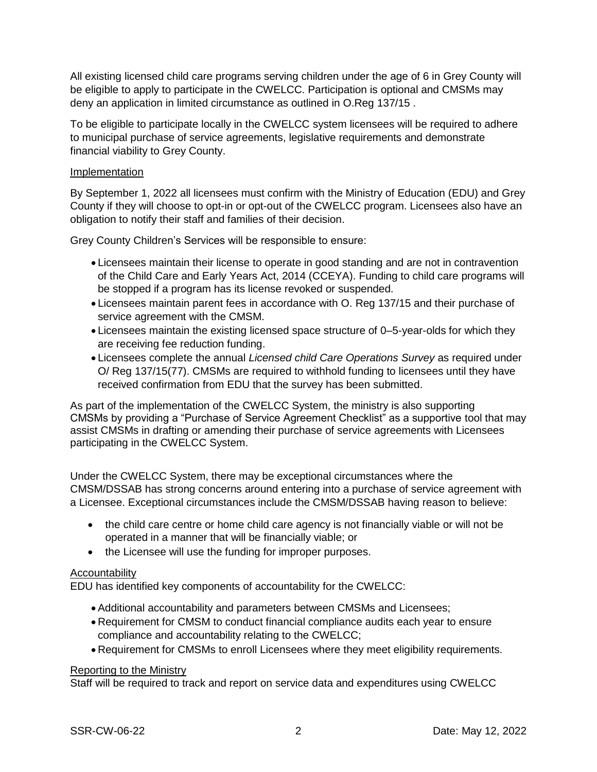All existing licensed child care programs serving children under the age of 6 in Grey County will be eligible to apply to participate in the CWELCC. Participation is optional and CMSMs may deny an application in limited circumstance as outlined in O.Reg 137/15 .

To be eligible to participate locally in the CWELCC system licensees will be required to adhere to municipal purchase of service agreements, legislative requirements and demonstrate financial viability to Grey County.

<u>Implementation</u>

By September 1, 2022 all licensees must confirm with the Ministry of Education (EDU) and Grey County if they will choose to opt-in or opt-out of the CWELCC program. Licensees also have an obligation to notify their staff and families of their decision.

Grey County Children's Services will be responsible to ensure:

- Licensees maintain their license to operate in good standing and are not in contravention of the Child Care and Early Years Act, 2014 (CCEYA). Funding to child care programs will be stopped if a program has its license revoked or suspended.
- Licensees maintain parent fees in accordance with O. Reg 137/15 and their purchase of service agreement with the CMSM.
- Licensees maintain the existing licensed space structure of 0–5-year-olds for which they are receiving fee reduction funding.
- Licensees complete the annual *Licensed child Care Operations Survey* as required under O/ Reg 137/15(77). CMSMs are required to withhold funding to licensees until they have received confirmation from EDU that the survey has been submitted.

As part of the implementation of the CWELCC System, the ministry is also supporting CMSMs by providing a "Purchase of Service Agreement Checklist" as a supportive tool that may assist CMSMs in drafting or amending their purchase of service agreements with Licensees participating in the CWELCC System.

Under the CWELCC System, there may be exceptional circumstances where the CMSM/DSSAB has strong concerns around entering into a purchase of service agreement with a Licensee. Exceptional circumstances include the CMSM/DSSAB having reason to believe:

- the child care centre or home child care agency is not financially viable or will not be operated in a manner that will be financially viable; or
- the Licensee will use the funding for improper purposes.

<u>Accountability</u>

EDU has identified key components of accountability for the CWELCC:

- Additional accountability and parameters between CMSMs and Licensees;
- Requirement for CMSM to conduct financial compliance audits each year to ensure compliance and accountability relating to the CWELCC;
- Requirement for CMSMs to enroll Licensees where they meet eligibility requirements.

<u>Reporting to the Ministry</u>

Staff will be required to track and report on service data and expenditures using CWELCC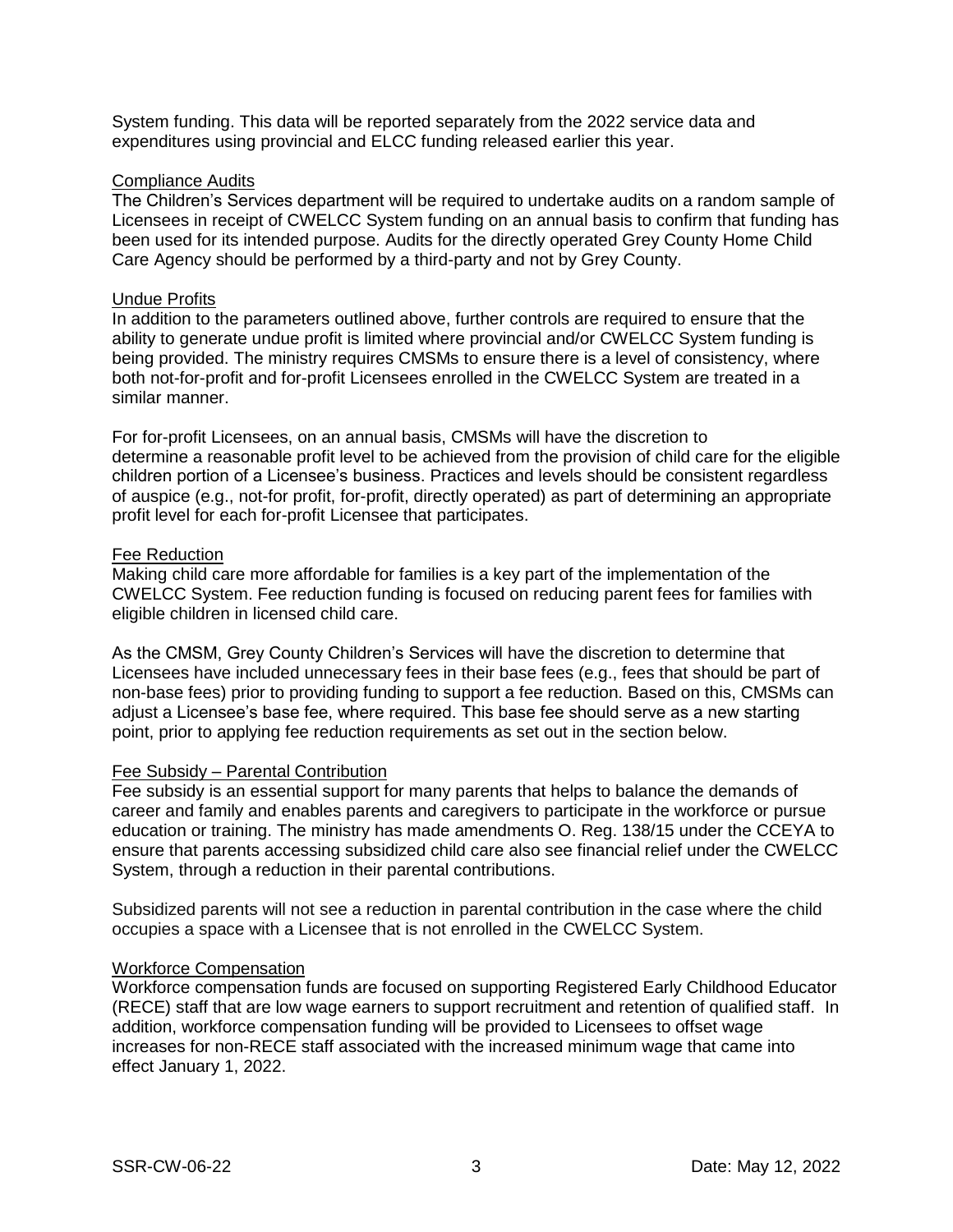System funding. This data will be reported separately from the 2022 service data and expenditures using provincial and ELCC funding released earlier this year.

### Compliance Audits

The Children's Services department will be required to undertake audits on a random sample of Licensees in receipt of CWELCC System funding on an annual basis to confirm that funding has been used for its intended purpose. Audits for the directly operated Grey County Home Child Care Agency should be performed by a third-party and not by Grey County.

### Undue Profits

In addition to the parameters outlined above, further controls are required to ensure that the ability to generate undue profit is limited where provincial and/or CWELCC System funding is being provided. The ministry requires CMSMs to ensure there is a level of consistency, where both not-for-profit and for-profit Licensees enrolled in the CWELCC System are treated in a similar manner.

For for-profit Licensees, on an annual basis, CMSMs will have the discretion to determine a reasonable profit level to be achieved from the provision of child care for the eligible children portion of a Licensee's business. Practices and levels should be consistent regardless of auspice (e.g., not-for profit, for-profit, directly operated) as part of determining an appropriate profit level for each for-profit Licensee that participates.

### Fee Reduction

Making child care more affordable for families is a key part of the implementation of the CWELCC System. Fee reduction funding is focused on reducing parent fees for families with eligible children in licensed child care.

As the CMSM, Grey County Children's Services will have the discretion to determine that Licensees have included unnecessary fees in their base fees (e.g., fees that should be part of non-base fees) prior to providing funding to support a fee reduction. Based on this, CMSMs can adjust a Licensee's base fee, where required. This base fee should serve as a new starting point, prior to applying fee reduction requirements as set out in the section below.

### Fee Subsidy – Parental Contribution

Fee subsidy is an essential support for many parents that helps to balance the demands of career and family and enables parents and caregivers to participate in the workforce or pursue education or training. The ministry has made amendments O. Reg. 138/15 under the CCEYA to ensure that parents accessing subsidized child care also see financial relief under the CWELCC System, through a reduction in their parental contributions.

Subsidized parents will not see a reduction in parental contribution in the case where the child occupies a space with a Licensee that is not enrolled in the CWELCC System.

### Workforce Compensation

Workforce compensation funds are focused on supporting Registered Early Childhood Educator (RECE) staff that are low wage earners to support recruitment and retention of qualified staff. In addition, workforce compensation funding will be provided to Licensees to offset wage increases for non-RECE staff associated with the increased minimum wage that came into effect January 1, 2022.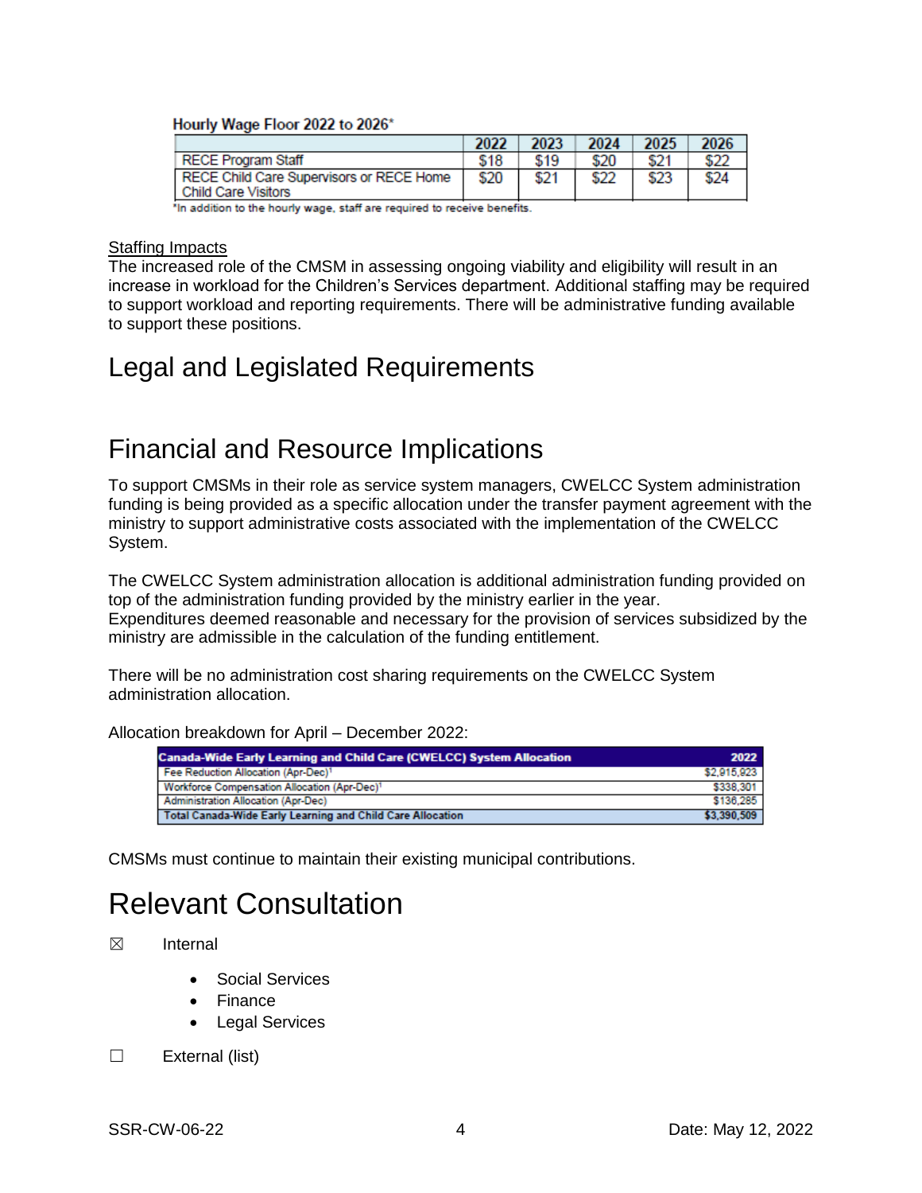**Hourly Wage Floor 2022 to 2026***

| | 2022 | 2023 | 2024 | 2025 | 2026 |
|---|---|---|---|---|---|
| RECE Program Staff | $18 | $19 | $20 | $21 | $22 |
| RECE Child Care Supervisors or RECE Home Child Care Visitors | $20 | $21 | $22 | $23 | $24 |

*In addition to the hourly wage, staff are required to receive benefits.

Staffing Impacts

The increased role of the CMSM in assessing ongoing viability and eligibility will result in an increase in workload for the Children's Services department. Additional staffing may be required to support workload and reporting requirements. There will be administrative funding available to support these positions.

# Legal and Legislated Requirements

# Financial and Resource Implications

To support CMSMs in their role as service system managers, CWELCC System administration funding is being provided as a specific allocation under the transfer payment agreement with the ministry to support administrative costs associated with the implementation of the CWELCC System.

The CWELCC System administration allocation is additional administration funding provided on top of the administration funding provided by the ministry earlier in the year.
Expenditures deemed reasonable and necessary for the provision of services subsidized by the ministry are admissible in the calculation of the funding entitlement.

There will be no administration cost sharing requirements on the CWELCC System administration allocation.

Allocation breakdown for April – December 2022:

| Canada-Wide Early Learning and Child Care (CWELCC) System Allocation | 2022 |
|---|---|
| Fee Reduction Allocation (Apr-Dec)[1] | $2,915,923 |
| Workforce Compensation Allocation (Apr-Dec)[1] | $338,301 |
| Administration Allocation (Apr-Dec) | $136,285 |
| **Total Canada-Wide Early Learning and Child Care Allocation** | **$3,390,509** |

CMSMs must continue to maintain their existing municipal contributions.

# Relevant Consultation

☒ Internal

- Social Services
- Finance
- Legal Services

☐ External (list)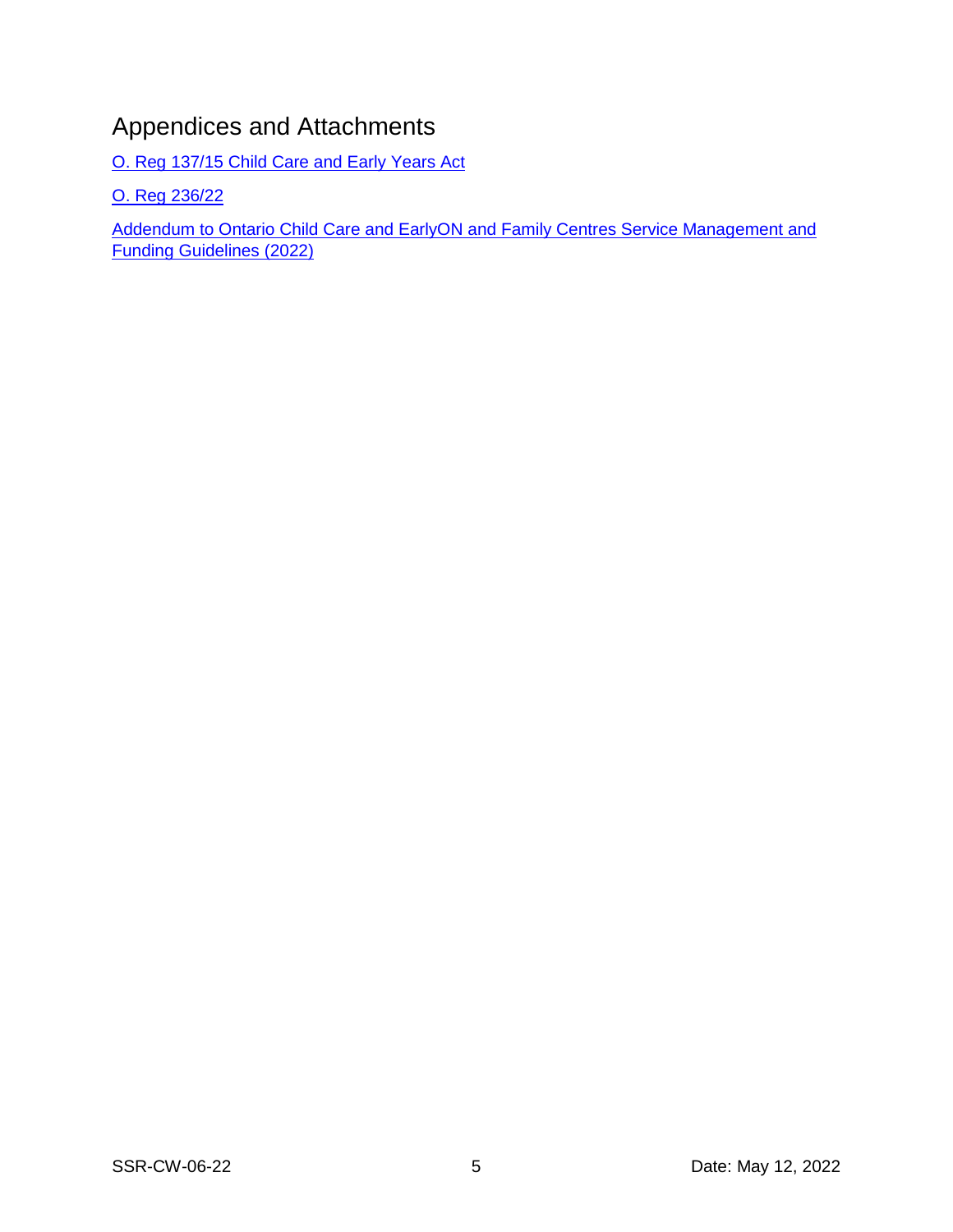## Appendices and Attachments

[O. Reg 137/15 Child Care and Early Years Act]

[O. Reg 236/22]

[Addendum to Ontario Child Care and EarlyON and Family Centres Service Management and Funding Guidelines (2022)]